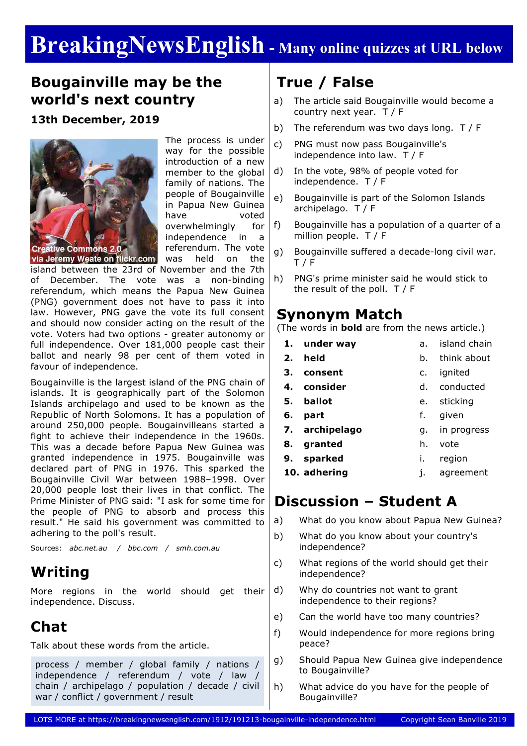# BreakingNewsEnglish - Many online quizzes at URL below

## Bougainville may be the world's next country

### 13th December, 2019

Creative Commons 2.0 via Jeremy Weate on flickr.com

The process is under way for the possible introduction of a new member to the global family of nations. The people of Bougainville in Papua New Guinea have voted overwhelmingly for independence in a referendum. The vote was held on the island between the 23rd of November and the 7th of December. The vote was a non-binding referendum, which means the Papua New Guinea (PNG) government does not have to pass it into law. However, PNG gave the vote its full consent and should now consider acting on the result of the vote. Voters had two options - greater autonomy or full independence. Over 181,000 people cast their ballot and nearly 98 per cent of them voted in favour of independence.

Bougainville is the largest island of the PNG chain of islands. It is geographically part of the Solomon Islands archipelago and used to be known as the Republic of North Solomons. It has a population of around 250,000 people. Bougainvilleans started a fight to achieve their independence in the 1960s. This was a decade before Papua New Guinea was granted independence in 1975. Bougainville was declared part of PNG in 1976. This sparked the Bougainville Civil War between 1988–1998. Over 20,000 people lost their lives in that conflict. The Prime Minister of PNG said: "I ask for some time for the people of PNG to absorb and process this result." He said his government was committed to adhering to the poll's result.

Sources: *abc.net.au / bbc.com / smh.com.au*

## Writing

More regions in the world should get their independence. Discuss.

## Chat

Talk about these words from the article.

process / member / global family / nations / independence / referendum / vote / law / chain / archipelago / population / decade / civil war / conflict / government / result

## True / False

a) The article said Bougainville would become a country next year. T / F

b) The referendum was two days long. T / F

c) PNG must now pass Bougainville's independence into law. T / F

d) In the vote, 98% of people voted for independence. T / F

e) Bougainville is part of the Solomon Islands archipelago. T / F

f) Bougainville has a population of a quarter of a million people. T / F

g) Bougainville suffered a decade-long civil war. T / F

h) PNG's prime minister said he would stick to the result of the poll. T / F

## Synonym Match

(The words in **bold** are from the news article.)

| | | | |
|---|---|---|---|
| 1. | **under way** | a. | island chain |
| 2. | **held** | b. | think about |
| 3. | **consent** | c. | ignited |
| 4. | **consider** | d. | conducted |
| 5. | **ballot** | e. | sticking |
| 6. | **part** | f. | given |
| 7. | **archipelago** | g. | in progress |
| 8. | **granted** | h. | vote |
| 9. | **sparked** | i. | region |
| 10. | **adhering** | j. | agreement |

## Discussion – Student A

a) What do you know about Papua New Guinea?

b) What do you know about your country's independence?

c) What regions of the world should get their independence?

d) Why do countries not want to grant independence to their regions?

e) Can the world have too many countries?

f) Would independence for more regions bring peace?

g) Should Papua New Guinea give independence to Bougainville?

h) What advice do you have for the people of Bougainville?

LOTS MORE at https://breakingnewsenglish.com/1912/191213-bougainville-independence.html Copyright Sean Banville 2019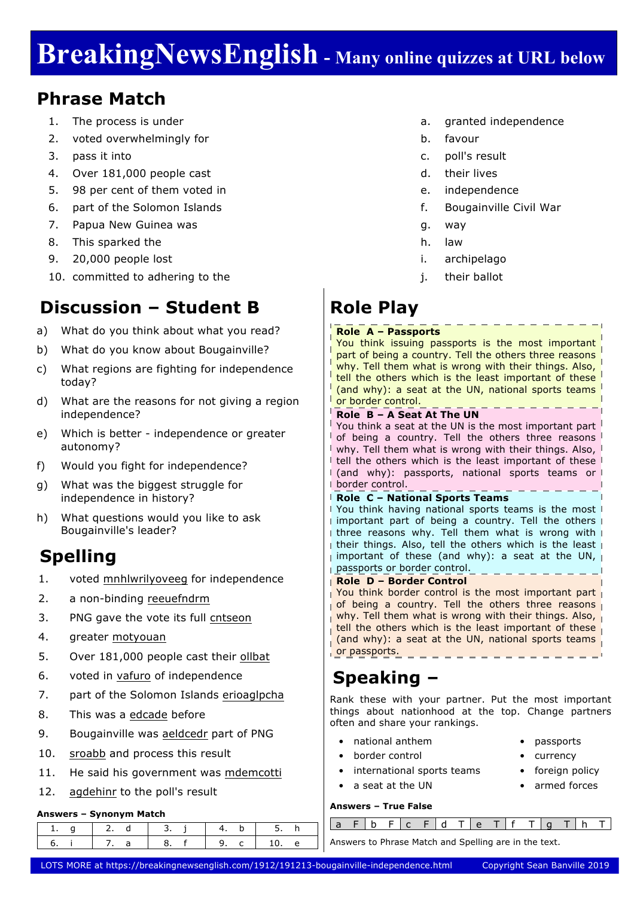# BreakingNewsEnglish - Many online quizzes at URL below

## Phrase Match

1. The process is under
2. voted overwhelmingly for
3. pass it into
4. Over 181,000 people cast
5. 98 per cent of them voted in
6. part of the Solomon Islands
7. Papua New Guinea was
8. This sparked the
9. 20,000 people lost
10. committed to adhering to the

a. granted independence
b. favour
c. poll's result
d. their lives
e. independence
f. Bougainville Civil War
g. way
h. law
i. archipelago
j. their ballot

## Discussion – Student B

a) What do you think about what you read?
b) What do you know about Bougainville?
c) What regions are fighting for independence today?
d) What are the reasons for not giving a region independence?
e) Which is better - independence or greater autonomy?
f) Would you fight for independence?
g) What was the biggest struggle for independence in history?
h) What questions would you like to ask Bougainville's leader?

## Spelling

1. voted mnhlwrilyoveeg for independence
2. a non-binding reeuefndrm
3. PNG gave the vote its full cntseon
4. greater motyouan
5. Over 181,000 people cast their ollbat
6. voted in vafuro of independence
7. part of the Solomon Islands erioaglpcha
8. This was a edcade before
9. Bougainville was aeldcedr part of PNG
10. sroabb and process this result
11. He said his government was mdemcotti
12. agdehinr to the poll's result

**Answers – Synonym Match**

| | | | | |
|---|---|---|---|---|
| 1. g | 2. d | 3. j | 4. b | 5. h |
| 6. i | 7. a | 8. f | 9. c | 10. e |

## Role Play

**Role A – Passports**
You think issuing passports is the most important part of being a country. Tell the others three reasons why. Tell them what is wrong with their things. Also, tell the others which is the least important of these (and why): a seat at the UN, national sports teams or border control.

**Role B – A Seat At The UN**
You think a seat at the UN is the most important part of being a country. Tell the others three reasons why. Tell them what is wrong with their things. Also, tell the others which is the least important of these (and why): passports, national sports teams or border control.

**Role C – National Sports Teams**
You think having national sports teams is the most important part of being a country. Tell the others three reasons why. Tell them what is wrong with their things. Also, tell the others which is the least important of these (and why): a seat at the UN, passports or border control.

**Role D – Border Control**
You think border control is the most important part of being a country. Tell the others three reasons why. Tell them what is wrong with their things. Also, tell the others which is the least important of these (and why): a seat at the UN, national sports teams or passports.

## Speaking –

Rank these with your partner. Put the most important things about nationhood at the top. Change partners often and share your rankings.

- national anthem
- border control
- international sports teams
- a seat at the UN
- passports
- currency
- foreign policy
- armed forces

**Answers – True False**

| | | | | | | | | | | | | | | | |
|---|---|---|---|---|---|---|---|---|---|---|---|---|---|---|---|
| a | F | b | F | c | F | d | T | e | T | f | T | g | T | h | T |

Answers to Phrase Match and Spelling are in the text.

LOTS MORE at https://breakingnewsenglish.com/1912/191213-bougainville-independence.html Copyright Sean Banville 2019